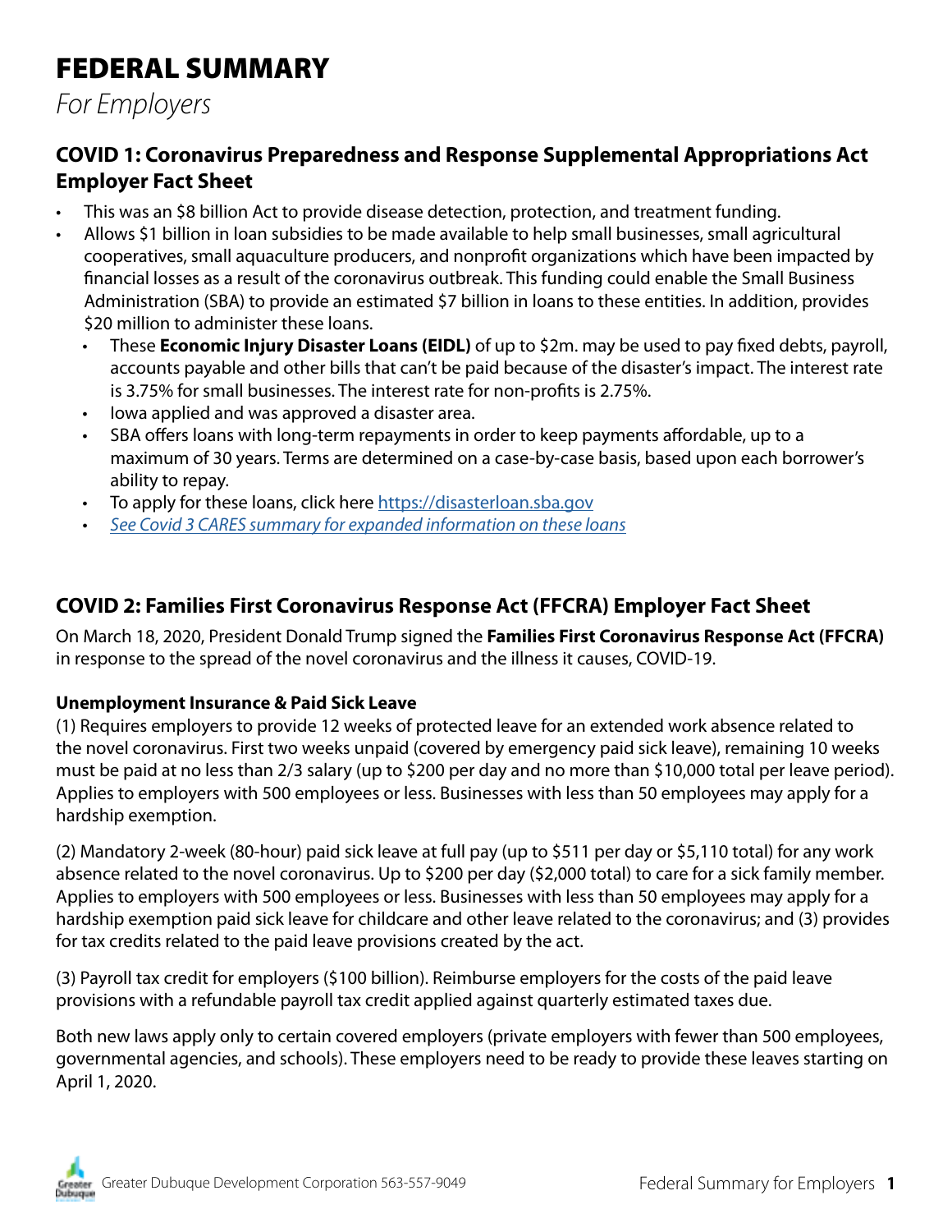# FEDERAL SUMMARY

*For Employers*

## COVID 1: Coronavirus Preparedness and Response Supplemental Appropriations Act Employer Fact Sheet

- This was an $8 billion Act to provide disease detection, protection, and treatment funding.
- Allows $1 billion in loan subsidies to be made available to help small businesses, small agricultural cooperatives, small aquaculture producers, and nonprofit organizations which have been impacted by financial losses as a result of the coronavirus outbreak. This funding could enable the Small Business Administration (SBA) to provide an estimated $7 billion in loans to these entities. In addition, provides $20 million to administer these loans.
  - These **Economic Injury Disaster Loans (EIDL)** of up to $2m. may be used to pay fixed debts, payroll, accounts payable and other bills that can't be paid because of the disaster's impact. The interest rate is 3.75% for small businesses. The interest rate for non-profits is 2.75%.
  - Iowa applied and was approved a disaster area.
  - SBA offers loans with long-term repayments in order to keep payments affordable, up to a maximum of 30 years. Terms are determined on a case-by-case basis, based upon each borrower's ability to repay.
  - To apply for these loans, click here https://disasterloan.sba.gov
  - *See Covid 3 CARES summary for expanded information on these loans*

## COVID 2: Families First Coronavirus Response Act (FFCRA) Employer Fact Sheet

On March 18, 2020, President Donald Trump signed the **Families First Coronavirus Response Act (FFCRA)** in response to the spread of the novel coronavirus and the illness it causes, COVID-19.

### Unemployment Insurance & Paid Sick Leave

(1) Requires employers to provide 12 weeks of protected leave for an extended work absence related to the novel coronavirus. First two weeks unpaid (covered by emergency paid sick leave), remaining 10 weeks must be paid at no less than 2/3 salary (up to $200 per day and no more than $10,000 total per leave period). Applies to employers with 500 employees or less. Businesses with less than 50 employees may apply for a hardship exemption.

(2) Mandatory 2-week (80-hour) paid sick leave at full pay (up to $511 per day or $5,110 total) for any work absence related to the novel coronavirus. Up to $200 per day ($2,000 total) to care for a sick family member. Applies to employers with 500 employees or less. Businesses with less than 50 employees may apply for a hardship exemption paid sick leave for childcare and other leave related to the coronavirus; and (3) provides for tax credits related to the paid leave provisions created by the act.

(3) Payroll tax credit for employers ($100 billion). Reimburse employers for the costs of the paid leave provisions with a refundable payroll tax credit applied against quarterly estimated taxes due.

Both new laws apply only to certain covered employers (private employers with fewer than 500 employees, governmental agencies, and schools). These employers need to be ready to provide these leaves starting on April 1, 2020.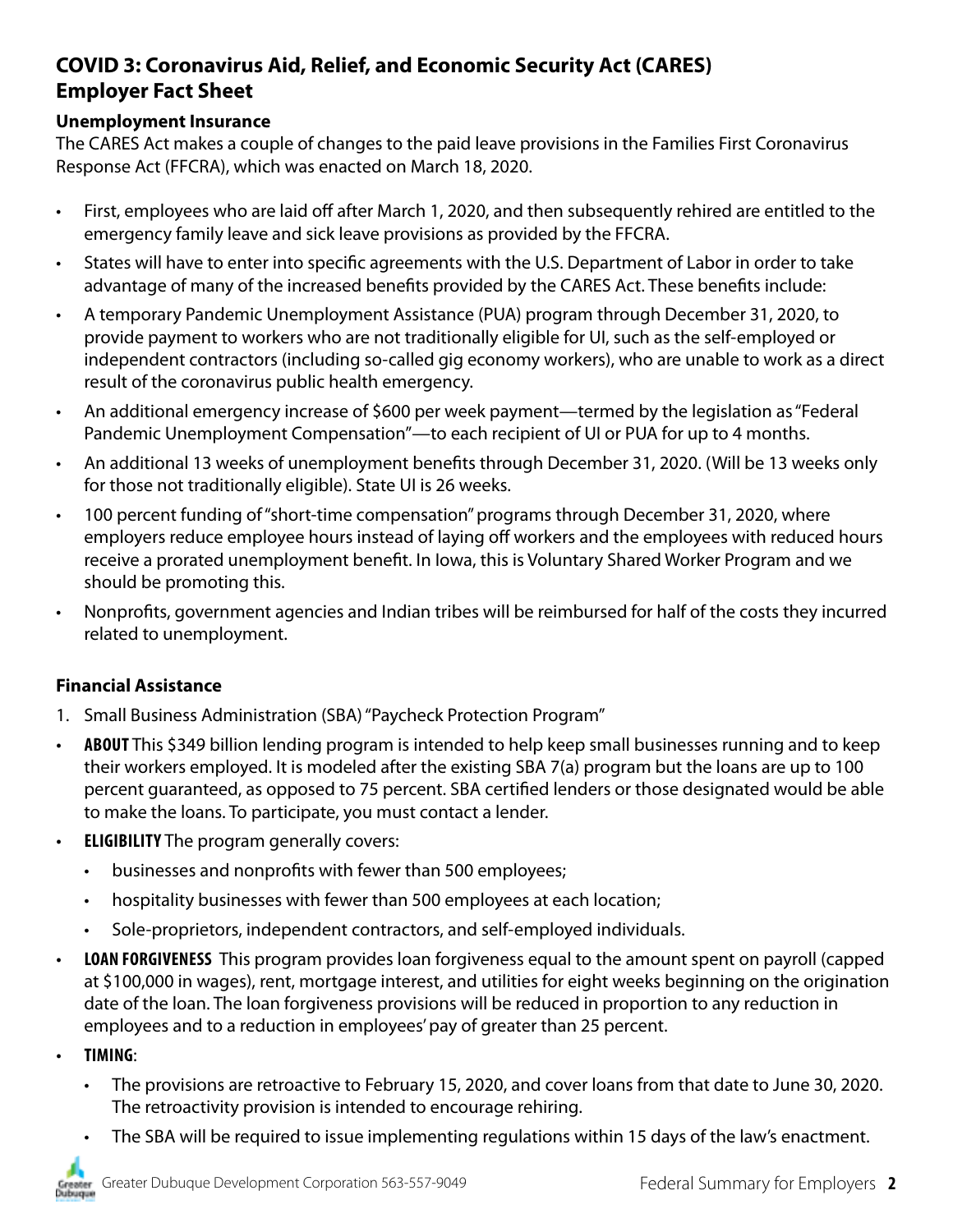## COVID 3: Coronavirus Aid, Relief, and Economic Security Act (CARES) Employer Fact Sheet

### Unemployment Insurance

The CARES Act makes a couple of changes to the paid leave provisions in the Families First Coronavirus Response Act (FFCRA), which was enacted on March 18, 2020.

- First, employees who are laid off after March 1, 2020, and then subsequently rehired are entitled to the emergency family leave and sick leave provisions as provided by the FFCRA.
- States will have to enter into specific agreements with the U.S. Department of Labor in order to take advantage of many of the increased benefits provided by the CARES Act. These benefits include:
- A temporary Pandemic Unemployment Assistance (PUA) program through December 31, 2020, to provide payment to workers who are not traditionally eligible for UI, such as the self-employed or independent contractors (including so-called gig economy workers), who are unable to work as a direct result of the coronavirus public health emergency.
- An additional emergency increase of $600 per week payment—termed by the legislation as "Federal Pandemic Unemployment Compensation"—to each recipient of UI or PUA for up to 4 months.
- An additional 13 weeks of unemployment benefits through December 31, 2020. (Will be 13 weeks only for those not traditionally eligible). State UI is 26 weeks.
- 100 percent funding of "short-time compensation" programs through December 31, 2020, where employers reduce employee hours instead of laying off workers and the employees with reduced hours receive a prorated unemployment benefit. In Iowa, this is Voluntary Shared Worker Program and we should be promoting this.
- Nonprofits, government agencies and Indian tribes will be reimbursed for half of the costs they incurred related to unemployment.

### Financial Assistance

1. Small Business Administration (SBA) "Paycheck Protection Program"

- **ABOUT** This $349 billion lending program is intended to help keep small businesses running and to keep their workers employed. It is modeled after the existing SBA 7(a) program but the loans are up to 100 percent guaranteed, as opposed to 75 percent. SBA certified lenders or those designated would be able to make the loans. To participate, you must contact a lender.
- **ELIGIBILITY** The program generally covers:
  - businesses and nonprofits with fewer than 500 employees;
  - hospitality businesses with fewer than 500 employees at each location;
  - Sole-proprietors, independent contractors, and self-employed individuals.
- **LOAN FORGIVENESS** This program provides loan forgiveness equal to the amount spent on payroll (capped at $100,000 in wages), rent, mortgage interest, and utilities for eight weeks beginning on the origination date of the loan. The loan forgiveness provisions will be reduced in proportion to any reduction in employees and to a reduction in employees' pay of greater than 25 percent.
- **TIMING**:
  - The provisions are retroactive to February 15, 2020, and cover loans from that date to June 30, 2020. The retroactivity provision is intended to encourage rehiring.
  - The SBA will be required to issue implementing regulations within 15 days of the law's enactment.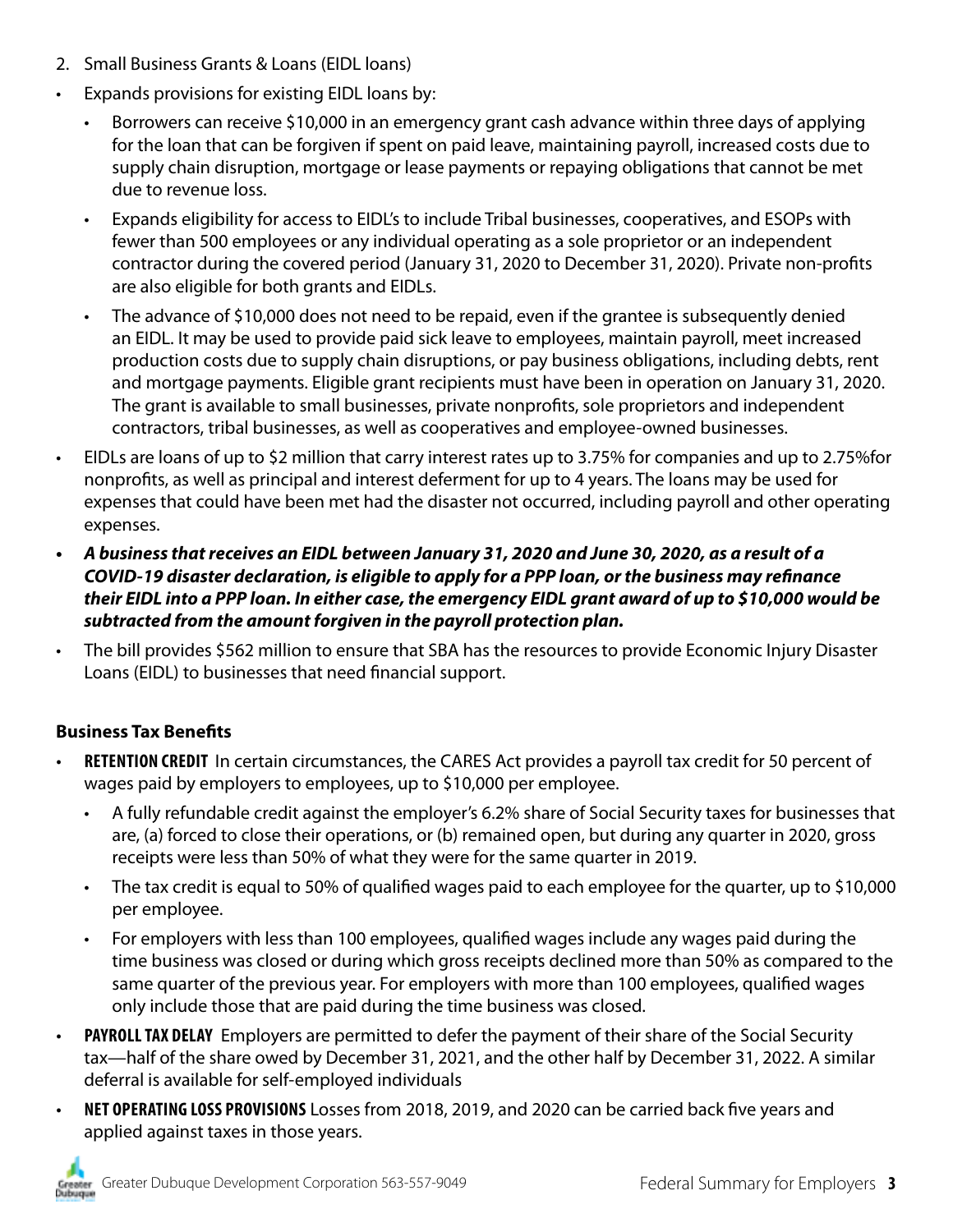2. Small Business Grants & Loans (EIDL loans)

- Expands provisions for existing EIDL loans by:
  - Borrowers can receive $10,000 in an emergency grant cash advance within three days of applying for the loan that can be forgiven if spent on paid leave, maintaining payroll, increased costs due to supply chain disruption, mortgage or lease payments or repaying obligations that cannot be met due to revenue loss.
  - Expands eligibility for access to EIDL's to include Tribal businesses, cooperatives, and ESOPs with fewer than 500 employees or any individual operating as a sole proprietor or an independent contractor during the covered period (January 31, 2020 to December 31, 2020). Private non-profits are also eligible for both grants and EIDLs.
  - The advance of $10,000 does not need to be repaid, even if the grantee is subsequently denied an EIDL. It may be used to provide paid sick leave to employees, maintain payroll, meet increased production costs due to supply chain disruptions, or pay business obligations, including debts, rent and mortgage payments. Eligible grant recipients must have been in operation on January 31, 2020. The grant is available to small businesses, private nonprofits, sole proprietors and independent contractors, tribal businesses, as well as cooperatives and employee-owned businesses.
- EIDLs are loans of up to $2 million that carry interest rates up to 3.75% for companies and up to 2.75%for nonprofits, as well as principal and interest deferment for up to 4 years. The loans may be used for expenses that could have been met had the disaster not occurred, including payroll and other operating expenses.
- ***A business that receives an EIDL between January 31, 2020 and June 30, 2020, as a result of a COVID-19 disaster declaration, is eligible to apply for a PPP loan, or the business may refinance their EIDL into a PPP loan. In either case, the emergency EIDL grant award of up to $10,000 would be subtracted from the amount forgiven in the payroll protection plan.***
- The bill provides $562 million to ensure that SBA has the resources to provide Economic Injury Disaster Loans (EIDL) to businesses that need financial support.

### Business Tax Benefits

- **RETENTION CREDIT** In certain circumstances, the CARES Act provides a payroll tax credit for 50 percent of wages paid by employers to employees, up to $10,000 per employee.
  - A fully refundable credit against the employer's 6.2% share of Social Security taxes for businesses that are, (a) forced to close their operations, or (b) remained open, but during any quarter in 2020, gross receipts were less than 50% of what they were for the same quarter in 2019.
  - The tax credit is equal to 50% of qualified wages paid to each employee for the quarter, up to $10,000 per employee.
  - For employers with less than 100 employees, qualified wages include any wages paid during the time business was closed or during which gross receipts declined more than 50% as compared to the same quarter of the previous year. For employers with more than 100 employees, qualified wages only include those that are paid during the time business was closed.
- **PAYROLL TAX DELAY** Employers are permitted to defer the payment of their share of the Social Security tax—half of the share owed by December 31, 2021, and the other half by December 31, 2022. A similar deferral is available for self-employed individuals
- **NET OPERATING LOSS PROVISIONS** Losses from 2018, 2019, and 2020 can be carried back five years and applied against taxes in those years.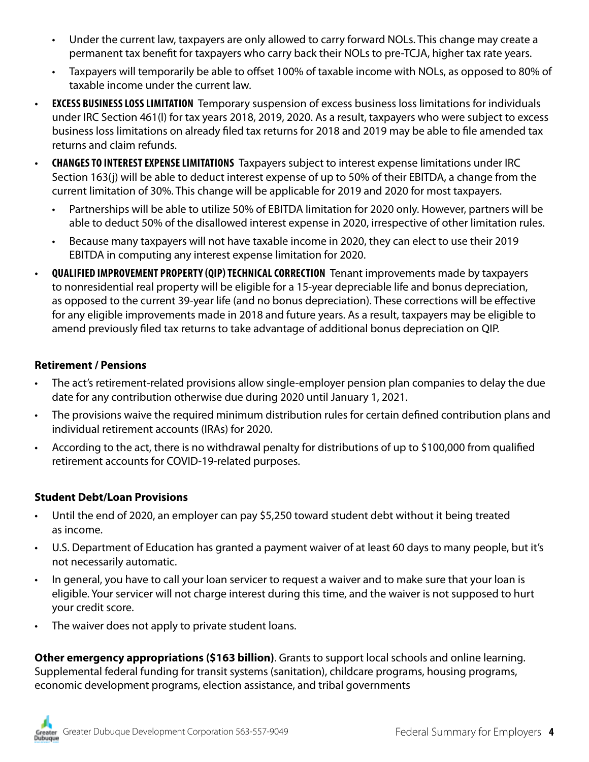- Under the current law, taxpayers are only allowed to carry forward NOLs. This change may create a permanent tax benefit for taxpayers who carry back their NOLs to pre-TCJA, higher tax rate years.
  - Taxpayers will temporarily be able to offset 100% of taxable income with NOLs, as opposed to 80% of taxable income under the current law.
- **EXCESS BUSINESS LOSS LIMITATION** Temporary suspension of excess business loss limitations for individuals under IRC Section 461(l) for tax years 2018, 2019, 2020. As a result, taxpayers who were subject to excess business loss limitations on already filed tax returns for 2018 and 2019 may be able to file amended tax returns and claim refunds.
- **CHANGES TO INTEREST EXPENSE LIMITATIONS** Taxpayers subject to interest expense limitations under IRC Section 163(j) will be able to deduct interest expense of up to 50% of their EBITDA, a change from the current limitation of 30%. This change will be applicable for 2019 and 2020 for most taxpayers.
  - Partnerships will be able to utilize 50% of EBITDA limitation for 2020 only. However, partners will be able to deduct 50% of the disallowed interest expense in 2020, irrespective of other limitation rules.
  - Because many taxpayers will not have taxable income in 2020, they can elect to use their 2019 EBITDA in computing any interest expense limitation for 2020.
- **QUALIFIED IMPROVEMENT PROPERTY (QIP) TECHNICAL CORRECTION** Tenant improvements made by taxpayers to nonresidential real property will be eligible for a 15-year depreciable life and bonus depreciation, as opposed to the current 39-year life (and no bonus depreciation). These corrections will be effective for any eligible improvements made in 2018 and future years. As a result, taxpayers may be eligible to amend previously filed tax returns to take advantage of additional bonus depreciation on QIP.

**Retirement / Pensions**

- The act's retirement-related provisions allow single-employer pension plan companies to delay the due date for any contribution otherwise due during 2020 until January 1, 2021.
- The provisions waive the required minimum distribution rules for certain defined contribution plans and individual retirement accounts (IRAs) for 2020.
- According to the act, there is no withdrawal penalty for distributions of up to $100,000 from qualified retirement accounts for COVID-19-related purposes.

**Student Debt/Loan Provisions**

- Until the end of 2020, an employer can pay $5,250 toward student debt without it being treated as income.
- U.S. Department of Education has granted a payment waiver of at least 60 days to many people, but it's not necessarily automatic.
- In general, you have to call your loan servicer to request a waiver and to make sure that your loan is eligible. Your servicer will not charge interest during this time, and the waiver is not supposed to hurt your credit score.
- The waiver does not apply to private student loans.

**Other emergency appropriations ($163 billion)**. Grants to support local schools and online learning. Supplemental federal funding for transit systems (sanitation), childcare programs, housing programs, economic development programs, election assistance, and tribal governments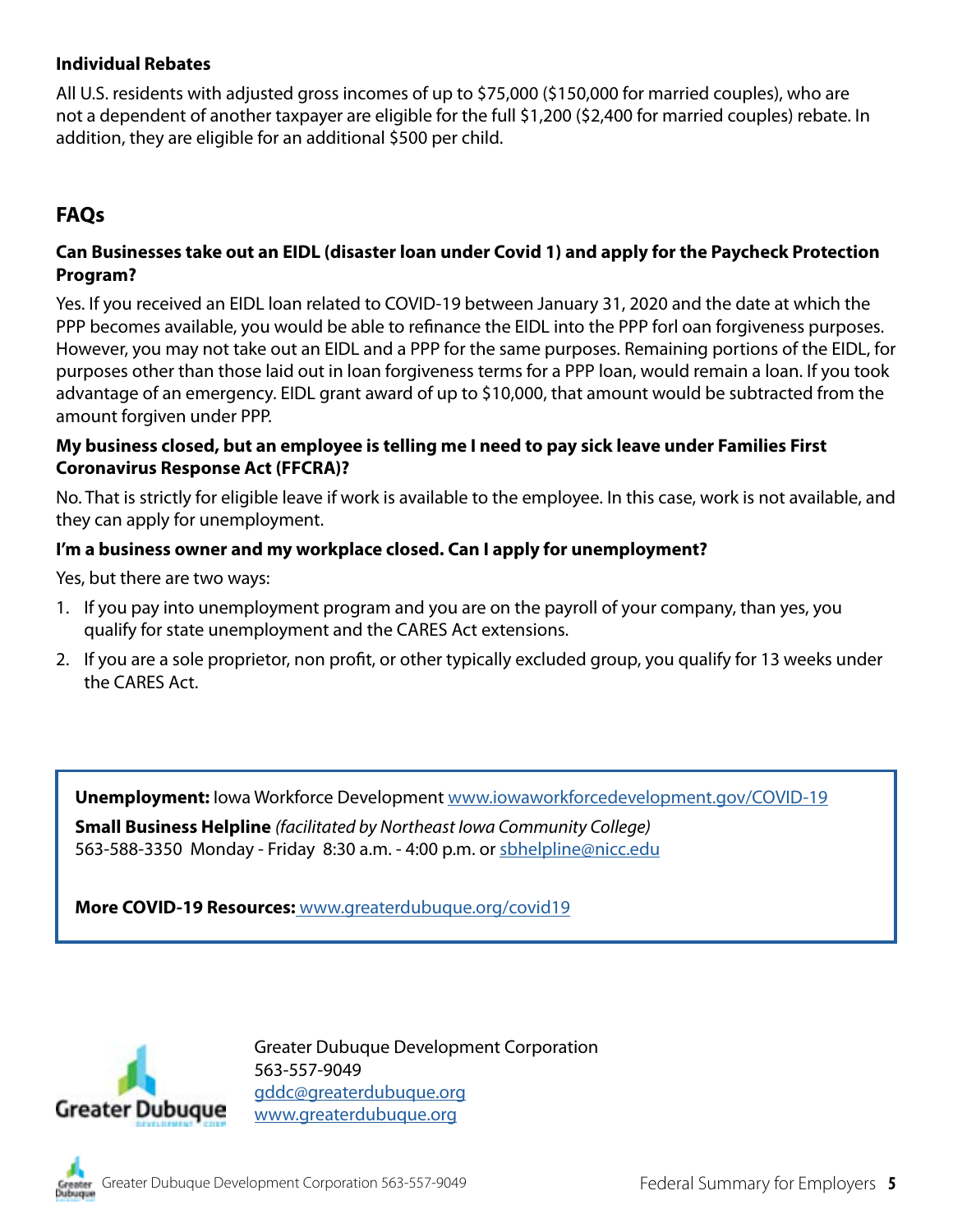### Individual Rebates

All U.S. residents with adjusted gross incomes of up to $75,000 ($150,000 for married couples), who are not a dependent of another taxpayer are eligible for the full $1,200 ($2,400 for married couples) rebate. In addition, they are eligible for an additional $500 per child.

## FAQs

**Can Businesses take out an EIDL (disaster loan under Covid 1) and apply for the Paycheck Protection Program?**

Yes. If you received an EIDL loan related to COVID-19 between January 31, 2020 and the date at which the PPP becomes available, you would be able to refinance the EIDL into the PPP forl oan forgiveness purposes. However, you may not take out an EIDL and a PPP for the same purposes. Remaining portions of the EIDL, for purposes other than those laid out in loan forgiveness terms for a PPP loan, would remain a loan. If you took advantage of an emergency. EIDL grant award of up to $10,000, that amount would be subtracted from the amount forgiven under PPP.

**My business closed, but an employee is telling me I need to pay sick leave under Families First Coronavirus Response Act (FFCRA)?**

No. That is strictly for eligible leave if work is available to the employee. In this case, work is not available, and they can apply for unemployment.

**I'm a business owner and my workplace closed. Can I apply for unemployment?**

Yes, but there are two ways:

1. If you pay into unemployment program and you are on the payroll of your company, than yes, you qualify for state unemployment and the CARES Act extensions.
2. If you are a sole proprietor, non profit, or other typically excluded group, you qualify for 13 weeks under the CARES Act.

**Unemployment:** Iowa Workforce Development www.iowaworkforcedevelopment.gov/COVID-19

**Small Business Helpline** *(facilitated by Northeast Iowa Community College)*
563-588-3350 Monday - Friday 8:30 a.m. - 4:00 p.m. or sbhelpline@nicc.edu

**More COVID-19 Resources:** www.greaterdubuque.org/covid19

Greater Dubuque Development Corporation
563-557-9049
gddc@greaterdubuque.org
www.greaterdubuque.org